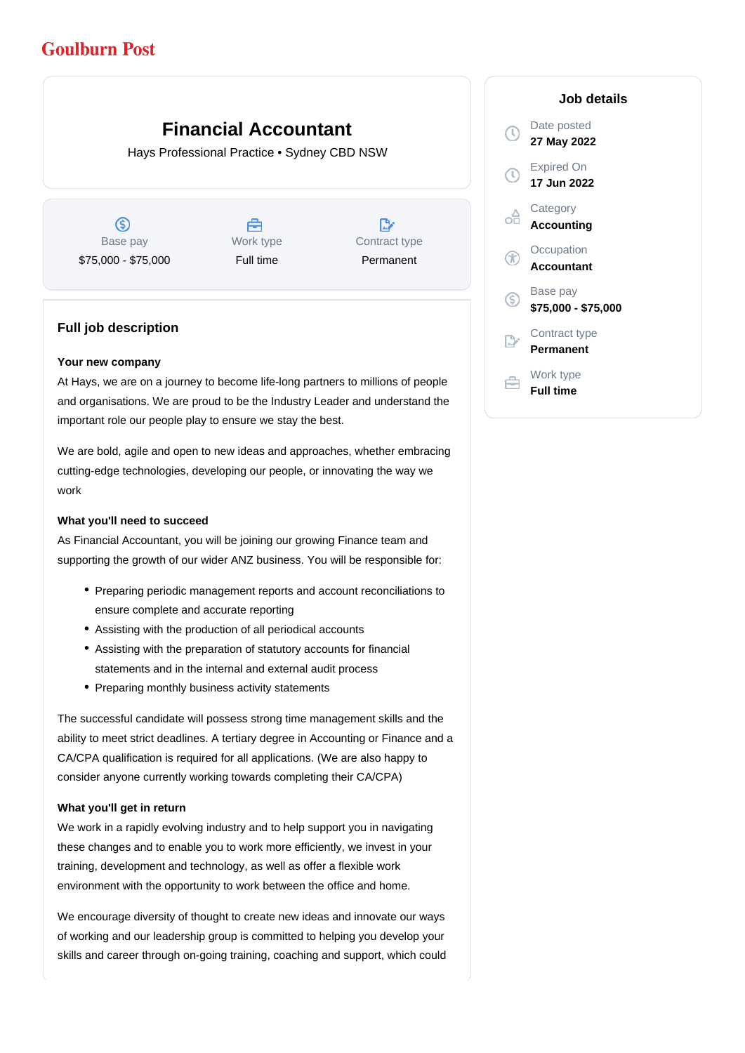Goulburn Post

# Financial Accountant

Hays Professional Practice • Sydney CBD NSW

| Base pay | Work type | Contract type |
| --- | --- | --- |
| $75,000 - $75,000 | Full time | Permanent |

## Job details

Date posted
**27 May 2022**

Expired On
**17 Jun 2022**

Category
**Accounting**

Occupation
**Accountant**

Base pay
**$75,000 - $75,000**

Contract type
**Permanent**

Work type
**Full time**

## Full job description

**Your new company**

At Hays, we are on a journey to become life-long partners to millions of people and organisations. We are proud to be the Industry Leader and understand the important role our people play to ensure we stay the best.

We are bold, agile and open to new ideas and approaches, whether embracing cutting-edge technologies, developing our people, or innovating the way we work

**What you'll need to succeed**

As Financial Accountant, you will be joining our growing Finance team and supporting the growth of our wider ANZ business. You will be responsible for:

- Preparing periodic management reports and account reconciliations to ensure complete and accurate reporting
- Assisting with the production of all periodical accounts
- Assisting with the preparation of statutory accounts for financial statements and in the internal and external audit process
- Preparing monthly business activity statements

The successful candidate will possess strong time management skills and the ability to meet strict deadlines. A tertiary degree in Accounting or Finance and a CA/CPA qualification is required for all applications. (We are also happy to consider anyone currently working towards completing their CA/CPA)

**What you'll get in return**

We work in a rapidly evolving industry and to help support you in navigating these changes and to enable you to work more efficiently, we invest in your training, development and technology, as well as offer a flexible work environment with the opportunity to work between the office and home.

We encourage diversity of thought to create new ideas and innovate our ways of working and our leadership group is committed to helping you develop your skills and career through on-going training, coaching and support, which could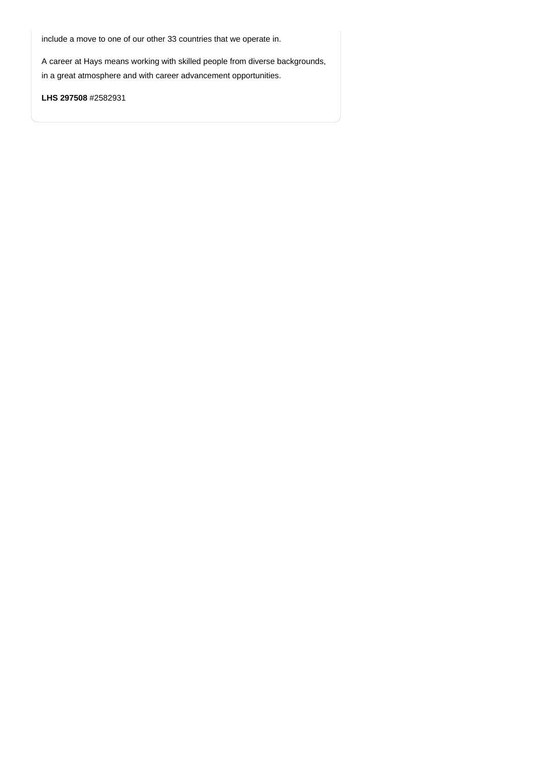include a move to one of our other 33 countries that we operate in.

A career at Hays means working with skilled people from diverse backgrounds, in a great atmosphere and with career advancement opportunities.

**LHS 297508** #2582931